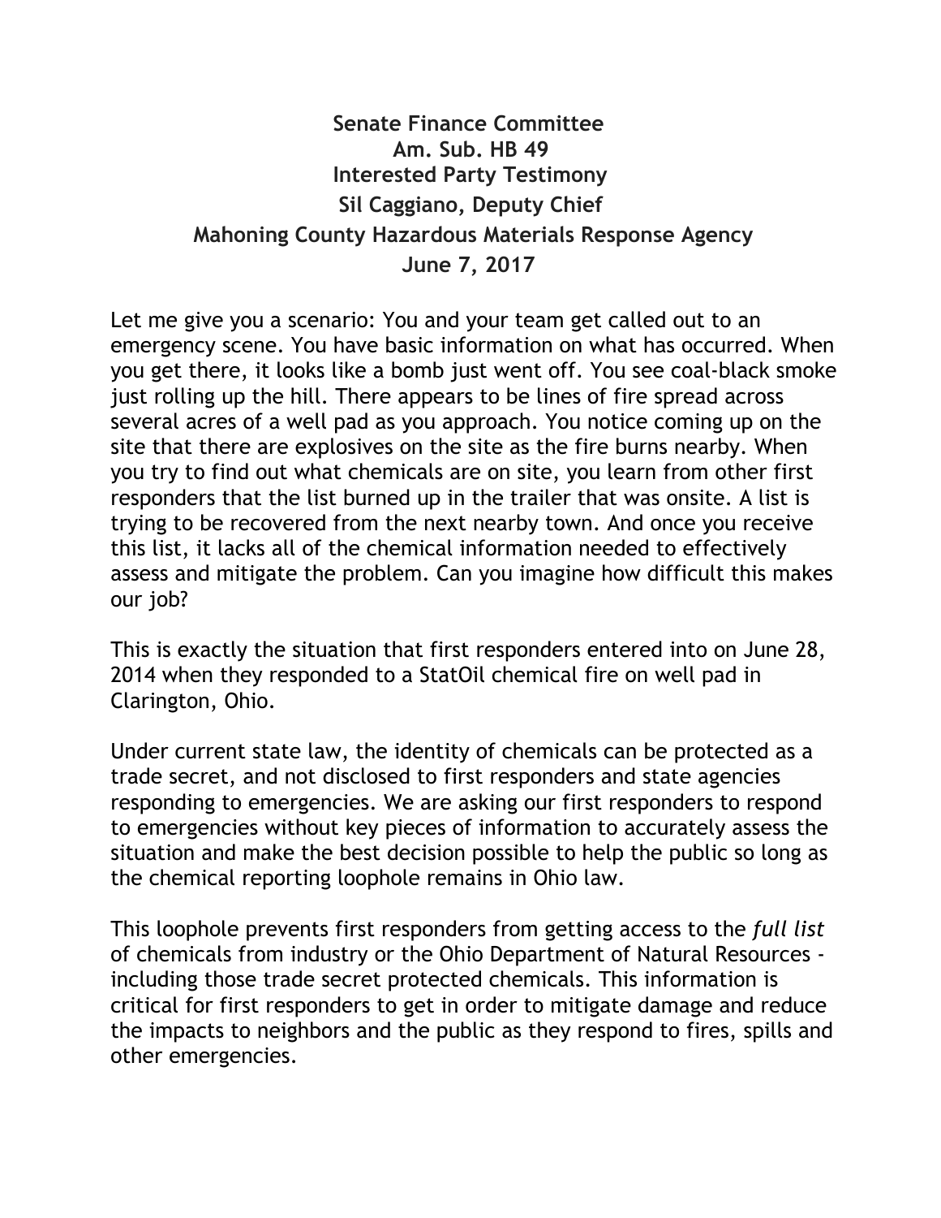**Senate Finance Committee**
**Am. Sub. HB 49**
**Interested Party Testimony**
**Sil Caggiano, Deputy Chief**
**Mahoning County Hazardous Materials Response Agency**
**June 7, 2017**

Let me give you a scenario: You and your team get called out to an emergency scene. You have basic information on what has occurred. When you get there, it looks like a bomb just went off. You see coal-black smoke just rolling up the hill. There appears to be lines of fire spread across several acres of a well pad as you approach. You notice coming up on the site that there are explosives on the site as the fire burns nearby. When you try to find out what chemicals are on site, you learn from other first responders that the list burned up in the trailer that was onsite. A list is trying to be recovered from the next nearby town. And once you receive this list, it lacks all of the chemical information needed to effectively assess and mitigate the problem. Can you imagine how difficult this makes our job?

This is exactly the situation that first responders entered into on June 28, 2014 when they responded to a StatOil chemical fire on well pad in Clarington, Ohio.

Under current state law, the identity of chemicals can be protected as a trade secret, and not disclosed to first responders and state agencies responding to emergencies. We are asking our first responders to respond to emergencies without key pieces of information to accurately assess the situation and make the best decision possible to help the public so long as the chemical reporting loophole remains in Ohio law.

This loophole prevents first responders from getting access to the *full list* of chemicals from industry or the Ohio Department of Natural Resources - including those trade secret protected chemicals. This information is critical for first responders to get in order to mitigate damage and reduce the impacts to neighbors and the public as they respond to fires, spills and other emergencies.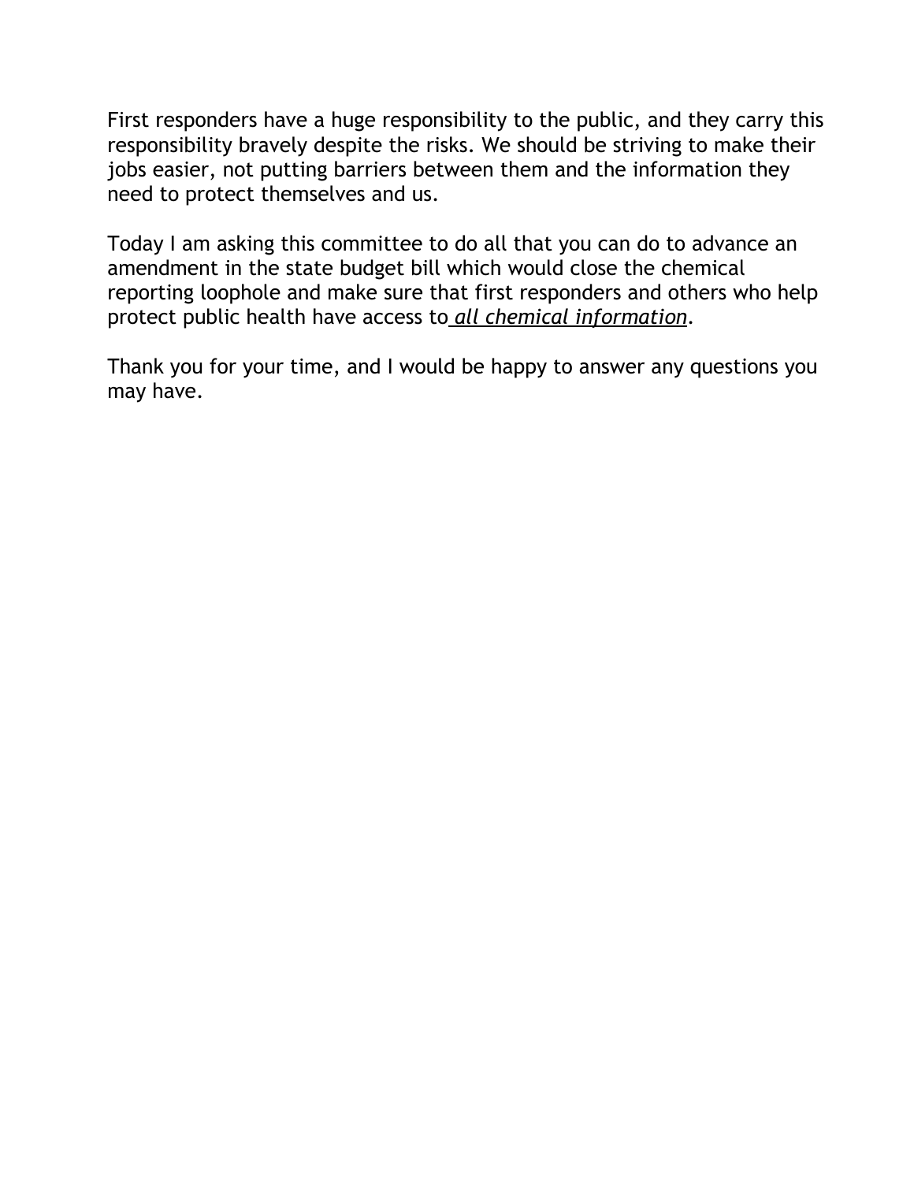First responders have a huge responsibility to the public, and they carry this responsibility bravely despite the risks. We should be striving to make their jobs easier, not putting barriers between them and the information they need to protect themselves and us.

Today I am asking this committee to do all that you can do to advance an amendment in the state budget bill which would close the chemical reporting loophole and make sure that first responders and others who help protect public health have access to *<u>all chemical information</u>*.

Thank you for your time, and I would be happy to answer any questions you may have.